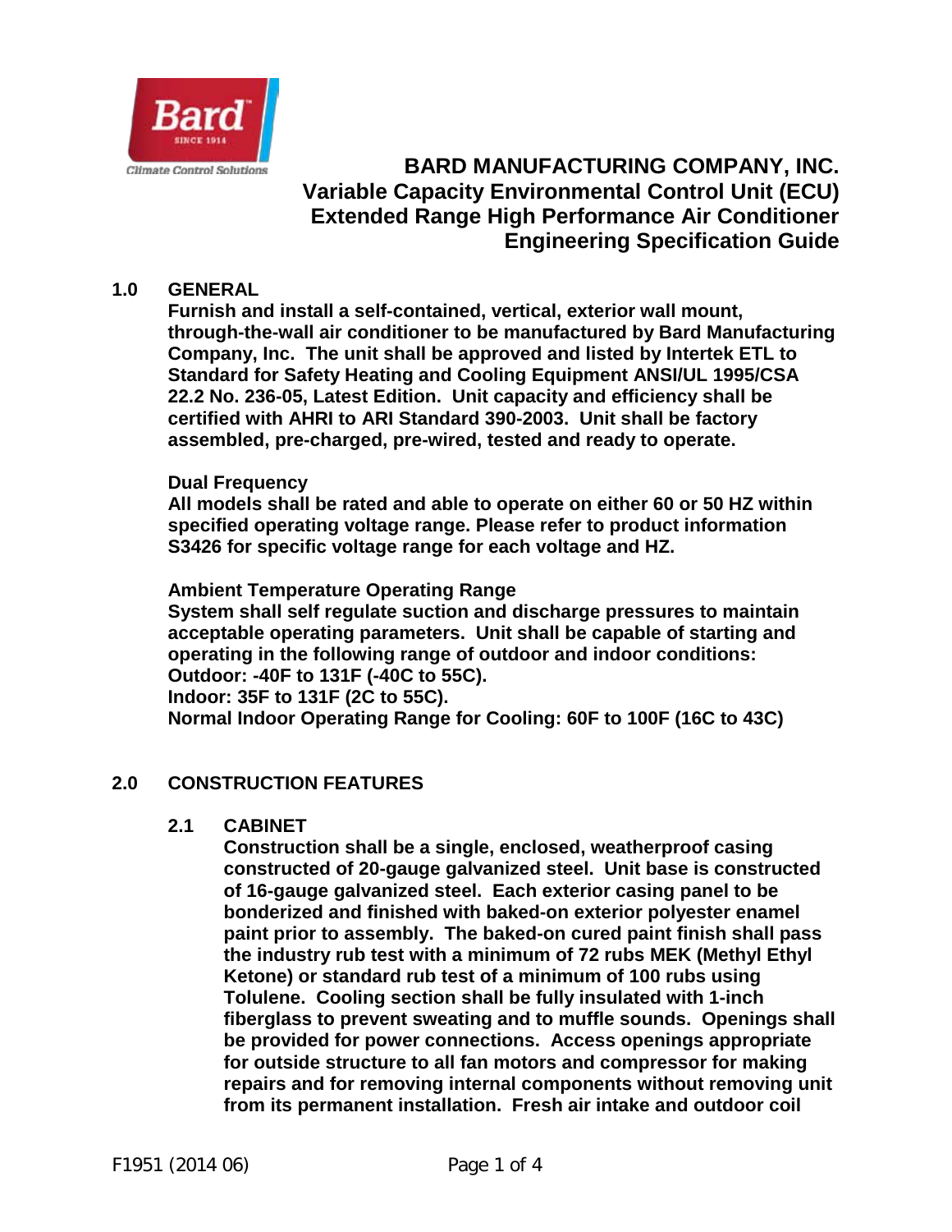# BARD MANUFACTURING COMPANY, INC.
## Variable Capacity Environmental Control Unit (ECU)
## Extended Range High Performance Air Conditioner
## Engineering Specification Guide

## 1.0 GENERAL

**Furnish and install a self-contained, vertical, exterior wall mount, through-the-wall air conditioner to be manufactured by Bard Manufacturing Company, Inc. The unit shall be approved and listed by Intertek ETL to Standard for Safety Heating and Cooling Equipment ANSI/UL 1995/CSA 22.2 No. 236-05, Latest Edition. Unit capacity and efficiency shall be certified with AHRI to ARI Standard 390-2003. Unit shall be factory assembled, pre-charged, pre-wired, tested and ready to operate.**

**Dual Frequency**

**All models shall be rated and able to operate on either 60 or 50 HZ within specified operating voltage range. Please refer to product information S3426 for specific voltage range for each voltage and HZ.**

**Ambient Temperature Operating Range**

**System shall self regulate suction and discharge pressures to maintain acceptable operating parameters. Unit shall be capable of starting and operating in the following range of outdoor and indoor conditions:**
**Outdoor: -40F to 131F (-40C to 55C).**
**Indoor: 35F to 131F (2C to 55C).**
**Normal Indoor Operating Range for Cooling: 60F to 100F (16C to 43C)**

## 2.0 CONSTRUCTION FEATURES

### 2.1 CABINET

**Construction shall be a single, enclosed, weatherproof casing constructed of 20-gauge galvanized steel. Unit base is constructed of 16-gauge galvanized steel. Each exterior casing panel to be bonderized and finished with baked-on exterior polyester enamel paint prior to assembly. The baked-on cured paint finish shall pass the industry rub test with a minimum of 72 rubs MEK (Methyl Ethyl Ketone) or standard rub test of a minimum of 100 rubs using Tolulene. Cooling section shall be fully insulated with 1-inch fiberglass to prevent sweating and to muffle sounds. Openings shall be provided for power connections. Access openings appropriate for outside structure to all fan motors and compressor for making repairs and for removing internal components without removing unit from its permanent installation. Fresh air intake and outdoor coil**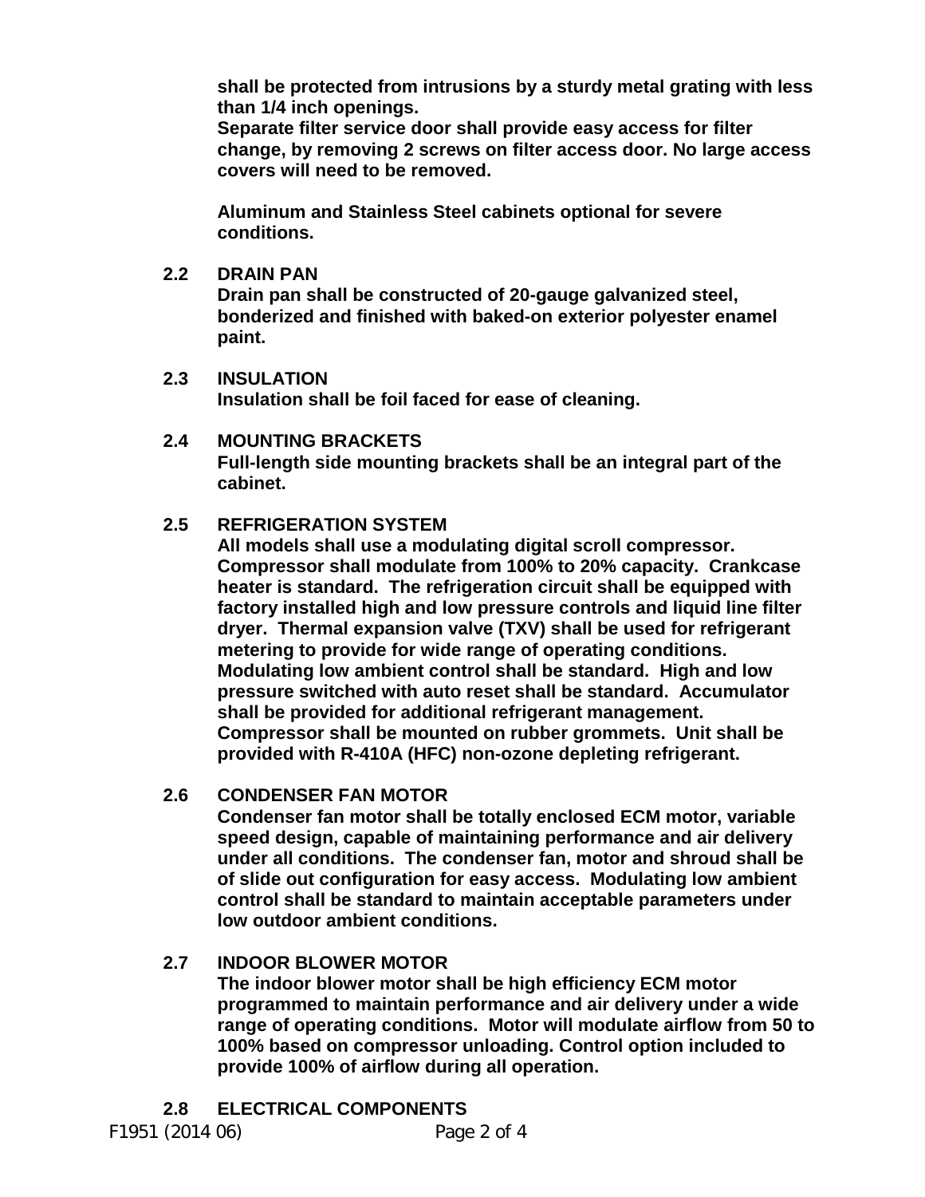**shall be protected from intrusions by a sturdy metal grating with less than 1/4 inch openings.**
**Separate filter service door shall provide easy access for filter change, by removing 2 screws on filter access door. No large access covers will need to be removed.**

**Aluminum and Stainless Steel cabinets optional for severe conditions.**

**2.2 DRAIN PAN**
**Drain pan shall be constructed of 20-gauge galvanized steel, bonderized and finished with baked-on exterior polyester enamel paint.**

**2.3 INSULATION**
**Insulation shall be foil faced for ease of cleaning.**

**2.4 MOUNTING BRACKETS**
**Full-length side mounting brackets shall be an integral part of the cabinet.**

**2.5 REFRIGERATION SYSTEM**
**All models shall use a modulating digital scroll compressor. Compressor shall modulate from 100% to 20% capacity. Crankcase heater is standard. The refrigeration circuit shall be equipped with factory installed high and low pressure controls and liquid line filter dryer. Thermal expansion valve (TXV) shall be used for refrigerant metering to provide for wide range of operating conditions. Modulating low ambient control shall be standard. High and low pressure switched with auto reset shall be standard. Accumulator shall be provided for additional refrigerant management. Compressor shall be mounted on rubber grommets. Unit shall be provided with R-410A (HFC) non-ozone depleting refrigerant.**

**2.6 CONDENSER FAN MOTOR**
**Condenser fan motor shall be totally enclosed ECM motor, variable speed design, capable of maintaining performance and air delivery under all conditions. The condenser fan, motor and shroud shall be of slide out configuration for easy access. Modulating low ambient control shall be standard to maintain acceptable parameters under low outdoor ambient conditions.**

**2.7 INDOOR BLOWER MOTOR**
**The indoor blower motor shall be high efficiency ECM motor programmed to maintain performance and air delivery under a wide range of operating conditions. Motor will modulate airflow from 50 to 100% based on compressor unloading. Control option included to provide 100% of airflow during all operation.**

**2.8 ELECTRICAL COMPONENTS**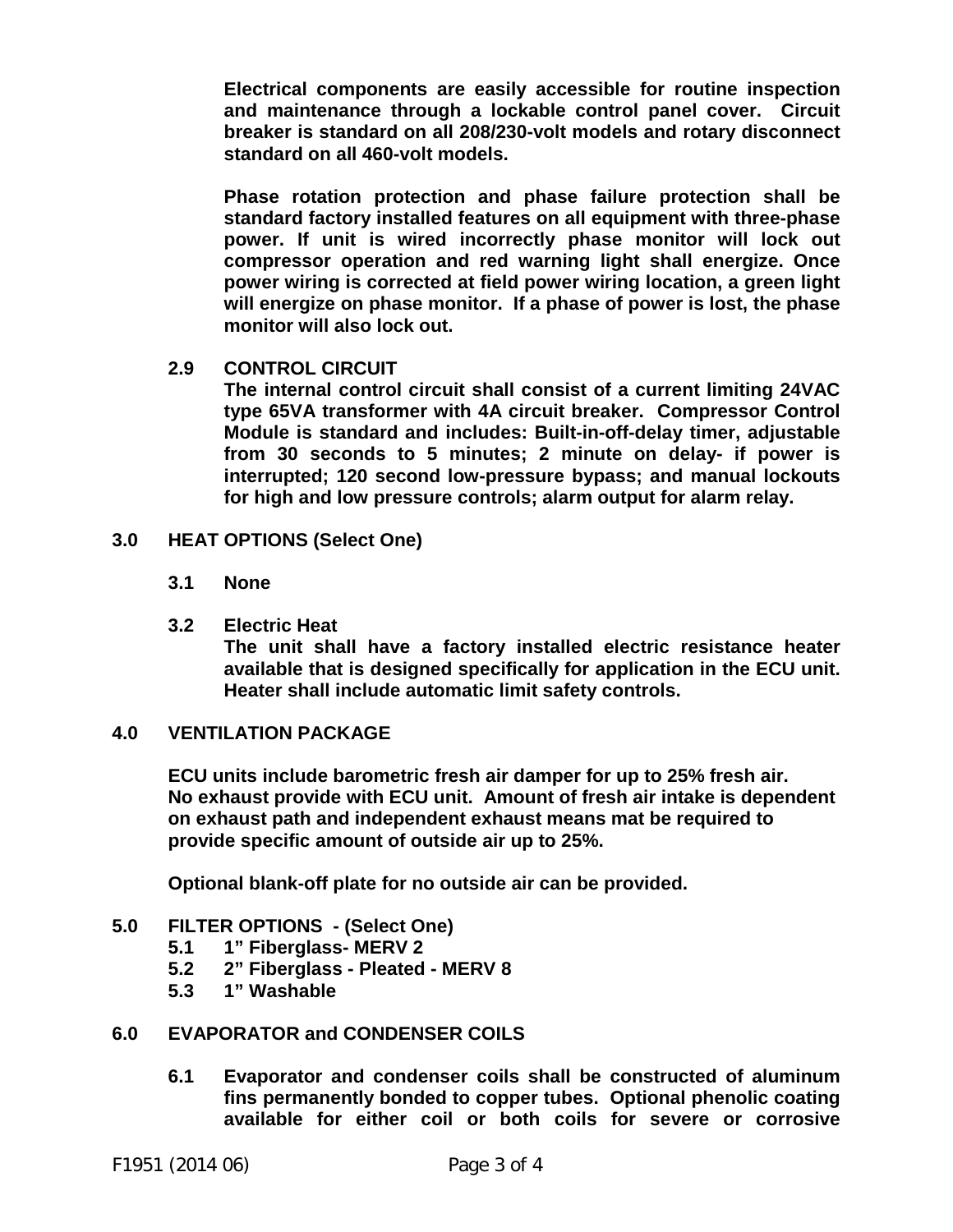**Electrical components are easily accessible for routine inspection and maintenance through a lockable control panel cover. Circuit breaker is standard on all 208/230-volt models and rotary disconnect standard on all 460-volt models.**

**Phase rotation protection and phase failure protection shall be standard factory installed features on all equipment with three-phase power. If unit is wired incorrectly phase monitor will lock out compressor operation and red warning light shall energize. Once power wiring is corrected at field power wiring location, a green light will energize on phase monitor. If a phase of power is lost, the phase monitor will also lock out.**

**2.9 CONTROL CIRCUIT**

**The internal control circuit shall consist of a current limiting 24VAC type 65VA transformer with 4A circuit breaker. Compressor Control Module is standard and includes: Built-in-off-delay timer, adjustable from 30 seconds to 5 minutes; 2 minute on delay- if power is interrupted; 120 second low-pressure bypass; and manual lockouts for high and low pressure controls; alarm output for alarm relay.**

## 3.0 HEAT OPTIONS (Select One)

**3.1 None**

**3.2 Electric Heat**

**The unit shall have a factory installed electric resistance heater available that is designed specifically for application in the ECU unit. Heater shall include automatic limit safety controls.**

## 4.0 VENTILATION PACKAGE

**ECU units include barometric fresh air damper for up to 25% fresh air. No exhaust provide with ECU unit. Amount of fresh air intake is dependent on exhaust path and independent exhaust means mat be required to provide specific amount of outside air up to 25%.**

**Optional blank-off plate for no outside air can be provided.**

## 5.0 FILTER OPTIONS - (Select One)

**5.1 1” Fiberglass- MERV 2**
**5.2 2” Fiberglass - Pleated - MERV 8**
**5.3 1” Washable**

## 6.0 EVAPORATOR and CONDENSER COILS

**6.1 Evaporator and condenser coils shall be constructed of aluminum fins permanently bonded to copper tubes. Optional phenolic coating available for either coil or both coils for severe or corrosive**

F1951 (2014 06)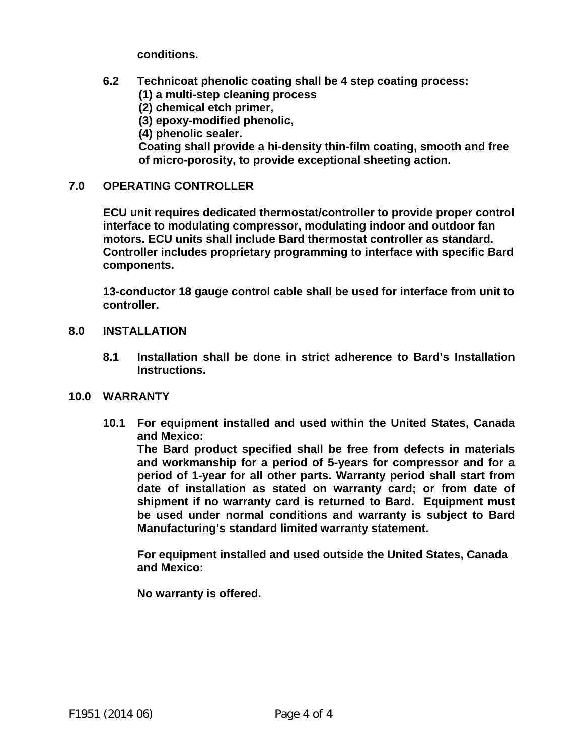**conditions.**

**6.2 Technicoat phenolic coating shall be 4 step coating process:**
**(1) a multi-step cleaning process**
**(2) chemical etch primer,**
**(3) epoxy-modified phenolic,**
**(4) phenolic sealer.**
**Coating shall provide a hi-density thin-film coating, smooth and free of micro-porosity, to provide exceptional sheeting action.**

## 7.0 OPERATING CONTROLLER

**ECU unit requires dedicated thermostat/controller to provide proper control interface to modulating compressor, modulating indoor and outdoor fan motors. ECU units shall include Bard thermostat controller as standard. Controller includes proprietary programming to interface with specific Bard components.**

**13-conductor 18 gauge control cable shall be used for interface from unit to controller.**

## 8.0 INSTALLATION

**8.1 Installation shall be done in strict adherence to Bard's Installation Instructions.**

## 10.0 WARRANTY

**10.1 For equipment installed and used within the United States, Canada and Mexico:**
**The Bard product specified shall be free from defects in materials and workmanship for a period of 5-years for compressor and for a period of 1-year for all other parts. Warranty period shall start from date of installation as stated on warranty card; or from date of shipment if no warranty card is returned to Bard. Equipment must be used under normal conditions and warranty is subject to Bard Manufacturing's standard limited warranty statement.**

**For equipment installed and used outside the United States, Canada and Mexico:**

**No warranty is offered.**

F1951 (2014 06)